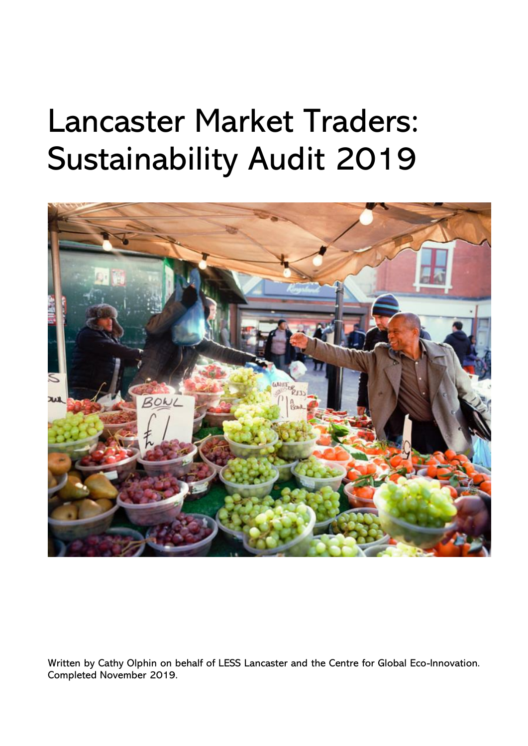# Lancaster Market Traders: Sustainability Audit 2019

Written by Cathy Olphin on behalf of LESS Lancaster and the Centre for Global Eco-Innovation. Completed November 2019.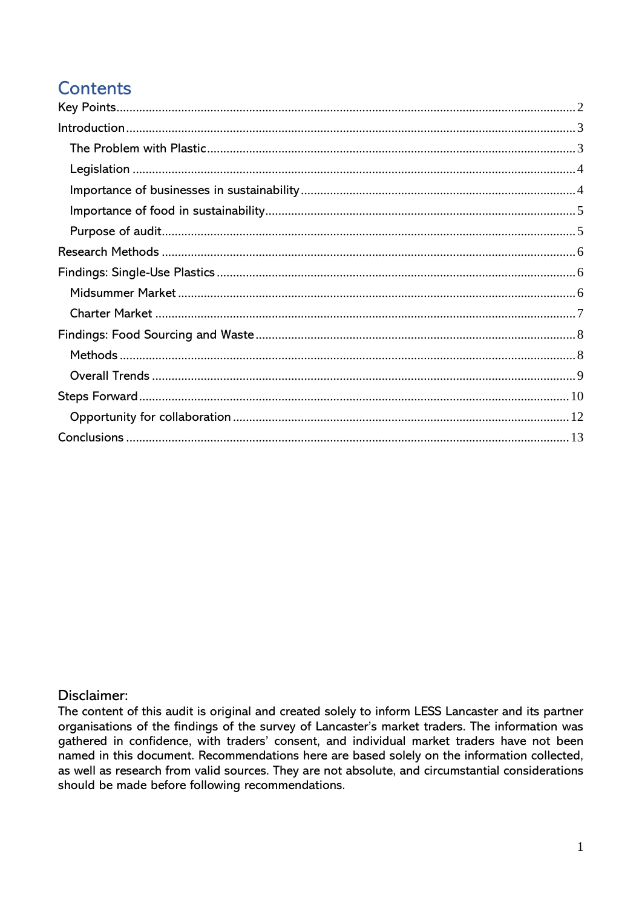## Contents

- Key Points ... 2
- Introduction ... 3
  - The Problem with Plastic ... 3
  - Legislation ... 4
  - Importance of businesses in sustainability ... 4
  - Importance of food in sustainability ... 5
  - Purpose of audit ... 5
- Research Methods ... 6
- Findings: Single-Use Plastics ... 6
  - Midsummer Market ... 6
  - Charter Market ... 7
- Findings: Food Sourcing and Waste ... 8
  - Methods ... 8
  - Overall Trends ... 9
- Steps Forward ... 10
  - Opportunity for collaboration ... 12
- Conclusions ... 13

Disclaimer:

The content of this audit is original and created solely to inform LESS Lancaster and its partner organisations of the findings of the survey of Lancaster's market traders. The information was gathered in confidence, with traders' consent, and individual market traders have not been named in this document. Recommendations here are based solely on the information collected, as well as research from valid sources. They are not absolute, and circumstantial considerations should be made before following recommendations.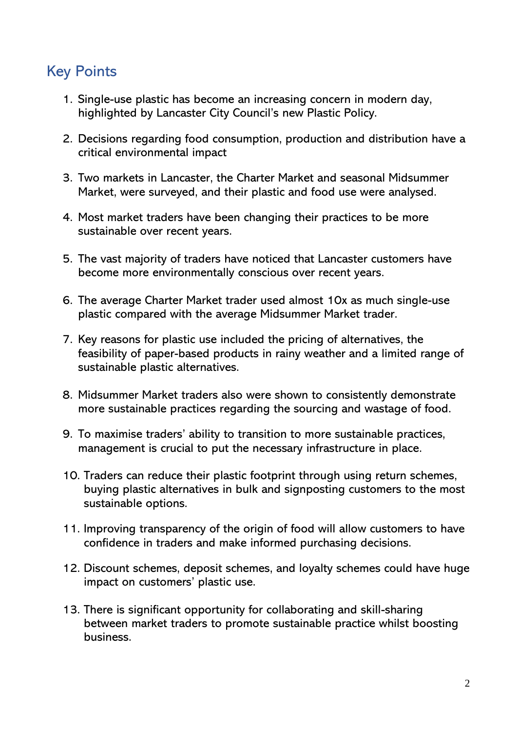## Key Points

1. Single-use plastic has become an increasing concern in modern day, highlighted by Lancaster City Council's new Plastic Policy.
2. Decisions regarding food consumption, production and distribution have a critical environmental impact
3. Two markets in Lancaster, the Charter Market and seasonal Midsummer Market, were surveyed, and their plastic and food use were analysed.
4. Most market traders have been changing their practices to be more sustainable over recent years.
5. The vast majority of traders have noticed that Lancaster customers have become more environmentally conscious over recent years.
6. The average Charter Market trader used almost 10x as much single-use plastic compared with the average Midsummer Market trader.
7. Key reasons for plastic use included the pricing of alternatives, the feasibility of paper-based products in rainy weather and a limited range of sustainable plastic alternatives.
8. Midsummer Market traders also were shown to consistently demonstrate more sustainable practices regarding the sourcing and wastage of food.
9. To maximise traders' ability to transition to more sustainable practices, management is crucial to put the necessary infrastructure in place.
10. Traders can reduce their plastic footprint through using return schemes, buying plastic alternatives in bulk and signposting customers to the most sustainable options.
11. Improving transparency of the origin of food will allow customers to have confidence in traders and make informed purchasing decisions.
12. Discount schemes, deposit schemes, and loyalty schemes could have huge impact on customers' plastic use.
13. There is significant opportunity for collaborating and skill-sharing between market traders to promote sustainable practice whilst boosting business.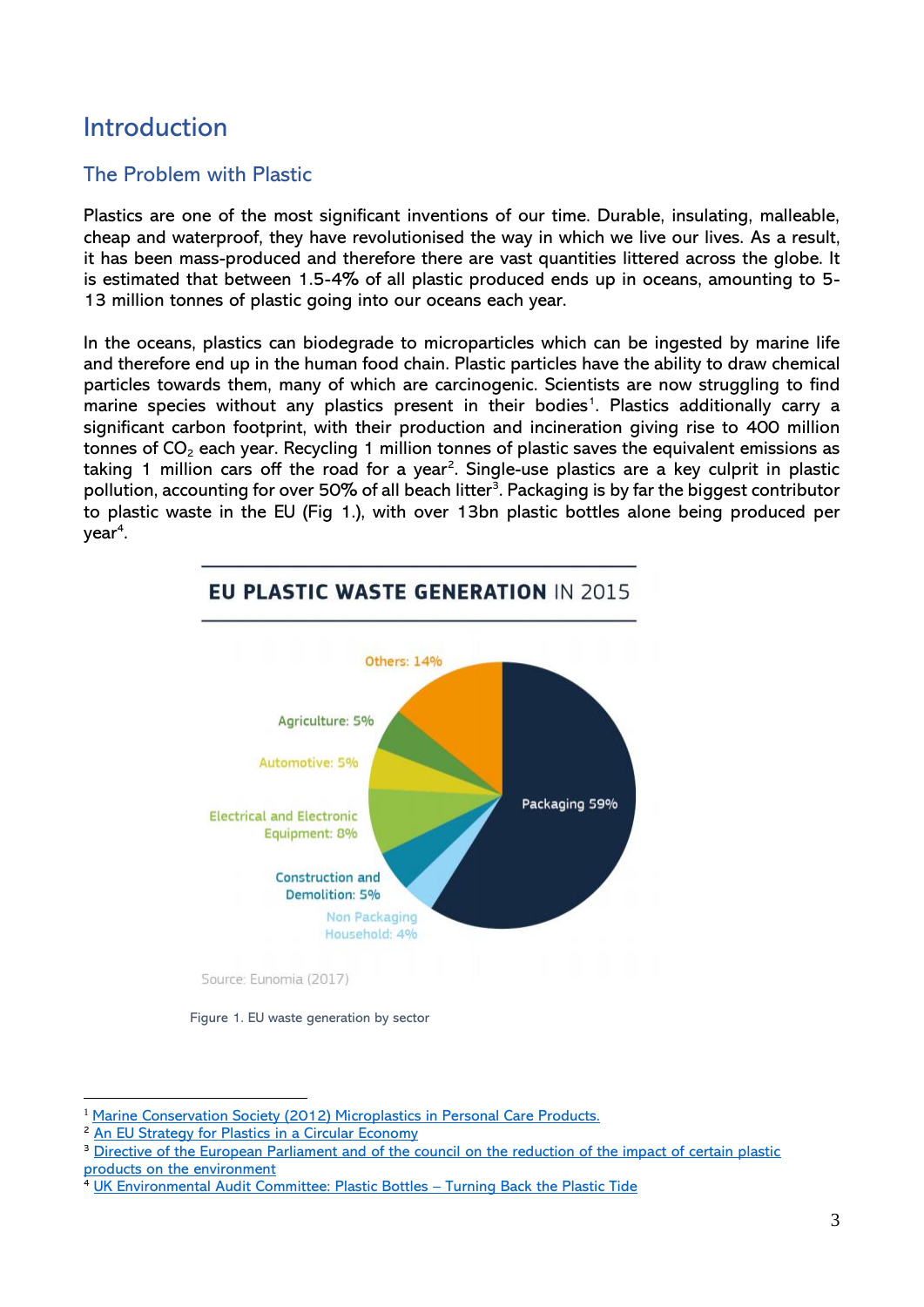# Introduction

## The Problem with Plastic

Plastics are one of the most significant inventions of our time. Durable, insulating, malleable, cheap and waterproof, they have revolutionised the way in which we live our lives. As a result, it has been mass-produced and therefore there are vast quantities littered across the globe. It is estimated that between 1.5-4% of all plastic produced ends up in oceans, amounting to 5-13 million tonnes of plastic going into our oceans each year.

In the oceans, plastics can biodegrade to microparticles which can be ingested by marine life and therefore end up in the human food chain. Plastic particles have the ability to draw chemical particles towards them, many of which are carcinogenic. Scientists are now struggling to find marine species without any plastics present in their bodies[1]. Plastics additionally carry a significant carbon footprint, with their production and incineration giving rise to 400 million tonnes of $CO_2$ each year. Recycling 1 million tonnes of plastic saves the equivalent emissions as taking 1 million cars off the road for a year[2]. Single-use plastics are a key culprit in plastic pollution, accounting for over 50% of all beach litter[3]. Packaging is by far the biggest contributor to plastic waste in the EU (Fig 1.), with over 13bn plastic bottles alone being produced per year[4].

**EU PLASTIC WASTE GENERATION** IN 2015

- Packaging 59%
- Others: 14%
- Electrical and Electronic Equipment: 8%
- Agriculture: 5%
- Automotive: 5%
- Construction and Demolition: 5%
- Non Packaging Household: 4%

Source: Eunomia (2017)

Figure 1. EU waste generation by sector

---

[1] Marine Conservation Society (2012) Microplastics in Personal Care Products.

[2] An EU Strategy for Plastics in a Circular Economy

[3] Directive of the European Parliament and of the council on the reduction of the impact of certain plastic products on the environment

[4] UK Environmental Audit Committee: Plastic Bottles – Turning Back the Plastic Tide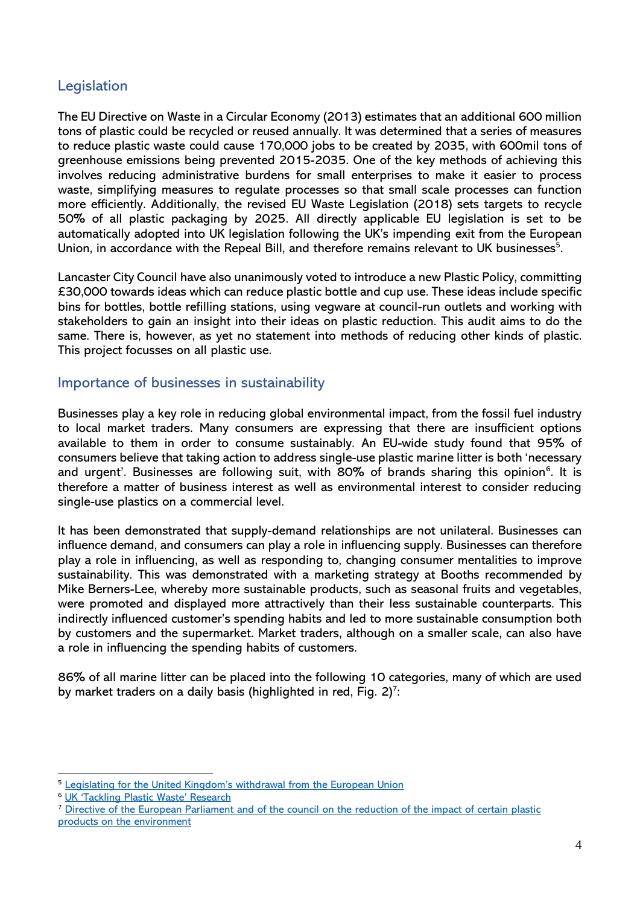## Legislation

The EU Directive on Waste in a Circular Economy (2013) estimates that an additional 600 million tons of plastic could be recycled or reused annually. It was determined that a series of measures to reduce plastic waste could cause 170,000 jobs to be created by 2035, with 600mil tons of greenhouse emissions being prevented 2015-2035. One of the key methods of achieving this involves reducing administrative burdens for small enterprises to make it easier to process waste, simplifying measures to regulate processes so that small scale processes can function more efficiently. Additionally, the revised EU Waste Legislation (2018) sets targets to recycle 50% of all plastic packaging by 2025. All directly applicable EU legislation is set to be automatically adopted into UK legislation following the UK's impending exit from the European Union, in accordance with the Repeal Bill, and therefore remains relevant to UK businesses[5].

Lancaster City Council have also unanimously voted to introduce a new Plastic Policy, committing £30,000 towards ideas which can reduce plastic bottle and cup use. These ideas include specific bins for bottles, bottle refilling stations, using vegware at council-run outlets and working with stakeholders to gain an insight into their ideas on plastic reduction. This audit aims to do the same. There is, however, as yet no statement into methods of reducing other kinds of plastic. This project focusses on all plastic use.

## Importance of businesses in sustainability

Businesses play a key role in reducing global environmental impact, from the fossil fuel industry to local market traders. Many consumers are expressing that there are insufficient options available to them in order to consume sustainably. An EU-wide study found that 95% of consumers believe that taking action to address single-use plastic marine litter is both 'necessary and urgent'. Businesses are following suit, with 80% of brands sharing this opinion[6]. It is therefore a matter of business interest as well as environmental interest to consider reducing single-use plastics on a commercial level.

It has been demonstrated that supply-demand relationships are not unilateral. Businesses can influence demand, and consumers can play a role in influencing supply. Businesses can therefore play a role in influencing, as well as responding to, changing consumer mentalities to improve sustainability. This was demonstrated with a marketing strategy at Booths recommended by Mike Berners-Lee, whereby more sustainable products, such as seasonal fruits and vegetables, were promoted and displayed more attractively than their less sustainable counterparts. This indirectly influenced customer's spending habits and led to more sustainable consumption both by customers and the supermarket. Market traders, although on a smaller scale, can also have a role in influencing the spending habits of customers.

86% of all marine litter can be placed into the following 10 categories, many of which are used by market traders on a daily basis (highlighted in red, Fig. 2)[7]:

---

[5] Legislating for the United Kingdom's withdrawal from the European Union

[6] UK 'Tackling Plastic Waste' Research

[7] Directive of the European Parliament and of the council on the reduction of the impact of certain plastic products on the environment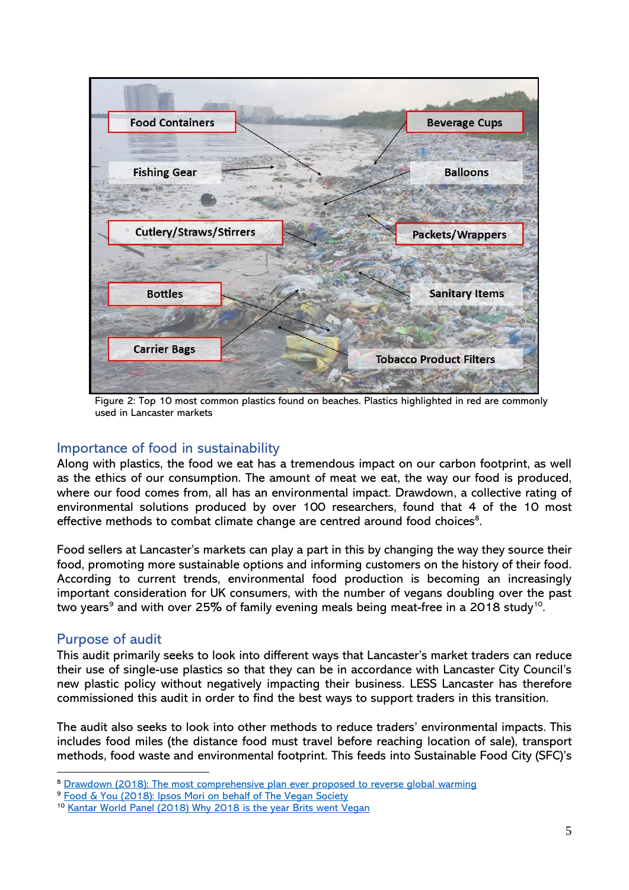Figure 2: Top 10 most common plastics found on beaches. Plastics highlighted in red are commonly used in Lancaster markets

## Importance of food in sustainability

Along with plastics, the food we eat has a tremendous impact on our carbon footprint, as well as the ethics of our consumption. The amount of meat we eat, the way our food is produced, where our food comes from, all has an environmental impact. Drawdown, a collective rating of environmental solutions produced by over 100 researchers, found that 4 of the 10 most effective methods to combat climate change are centred around food choices[8].

Food sellers at Lancaster's markets can play a part in this by changing the way they source their food, promoting more sustainable options and informing customers on the history of their food. According to current trends, environmental food production is becoming an increasingly important consideration for UK consumers, with the number of vegans doubling over the past two years[9] and with over 25% of family evening meals being meat-free in a 2018 study[10].

## Purpose of audit

This audit primarily seeks to look into different ways that Lancaster's market traders can reduce their use of single-use plastics so that they can be in accordance with Lancaster City Council's new plastic policy without negatively impacting their business. LESS Lancaster has therefore commissioned this audit in order to find the best ways to support traders in this transition.

The audit also seeks to look into other methods to reduce traders' environmental impacts. This includes food miles (the distance food must travel before reaching location of sale), transport methods, food waste and environmental footprint. This feeds into Sustainable Food City (SFC)'s

---

[8] Drawdown (2018): The most comprehensive plan ever proposed to reverse global warming

[9] Food & You (2018): Ipsos Mori on behalf of The Vegan Society

[10] Kantar World Panel (2018) Why 2018 is the year Brits went Vegan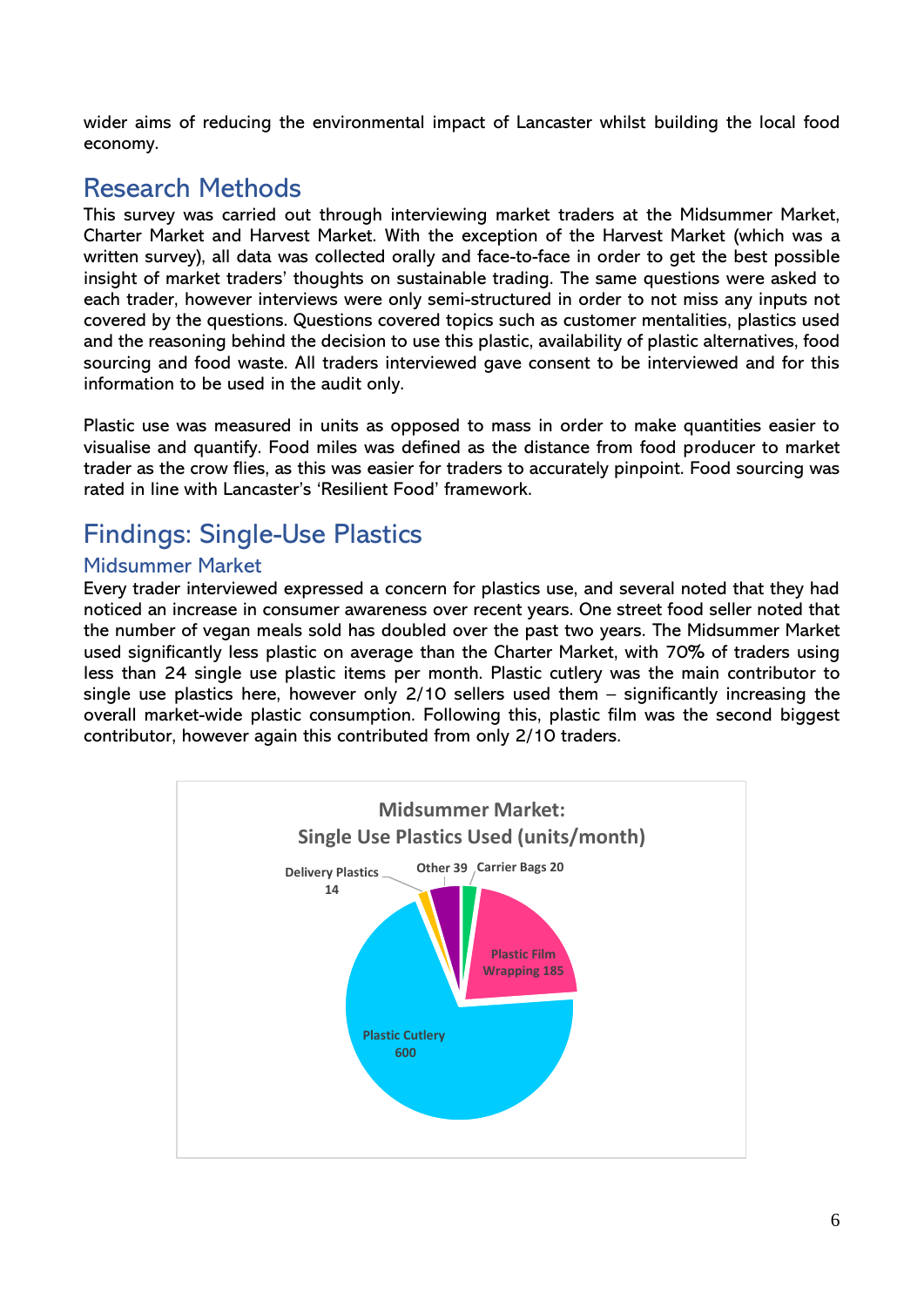wider aims of reducing the environmental impact of Lancaster whilst building the local food economy.

## Research Methods

This survey was carried out through interviewing market traders at the Midsummer Market, Charter Market and Harvest Market. With the exception of the Harvest Market (which was a written survey), all data was collected orally and face-to-face in order to get the best possible insight of market traders' thoughts on sustainable trading. The same questions were asked to each trader, however interviews were only semi-structured in order to not miss any inputs not covered by the questions. Questions covered topics such as customer mentalities, plastics used and the reasoning behind the decision to use this plastic, availability of plastic alternatives, food sourcing and food waste. All traders interviewed gave consent to be interviewed and for this information to be used in the audit only.

Plastic use was measured in units as opposed to mass in order to make quantities easier to visualise and quantify. Food miles was defined as the distance from food producer to market trader as the crow flies, as this was easier for traders to accurately pinpoint. Food sourcing was rated in line with Lancaster's 'Resilient Food' framework.

## Findings: Single-Use Plastics

### Midsummer Market

Every trader interviewed expressed a concern for plastics use, and several noted that they had noticed an increase in consumer awareness over recent years. One street food seller noted that the number of vegan meals sold has doubled over the past two years. The Midsummer Market used significantly less plastic on average than the Charter Market, with 70% of traders using less than 24 single use plastic items per month. Plastic cutlery was the main contributor to single use plastics here, however only 2/10 sellers used them – significantly increasing the overall market-wide plastic consumption. Following this, plastic film was the second biggest contributor, however again this contributed from only 2/10 traders.

**Midsummer Market: Single Use Plastics Used (units/month)**

| Item | Units/month |
|---|---|
| Plastic Cutlery | 600 |
| Plastic Film Wrapping | 185 |
| Other | 39 |
| Carrier Bags | 20 |
| Delivery Plastics | 14 |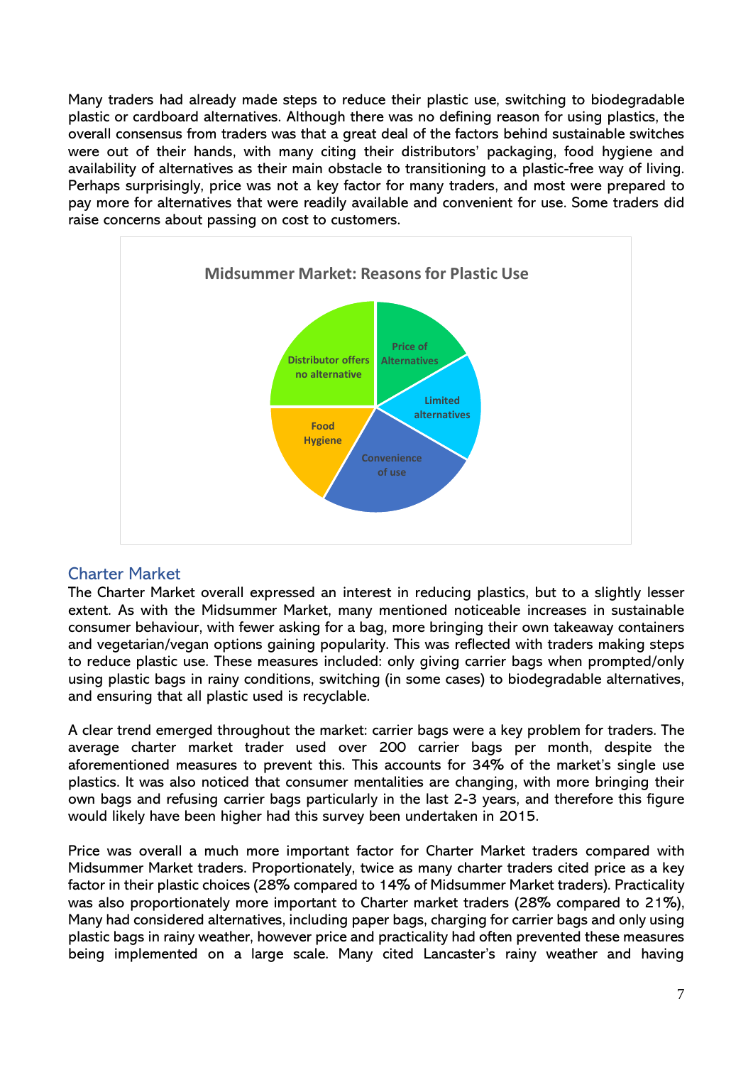Many traders had already made steps to reduce their plastic use, switching to biodegradable plastic or cardboard alternatives. Although there was no defining reason for using plastics, the overall consensus from traders was that a great deal of the factors behind sustainable switches were out of their hands, with many citing their distributors' packaging, food hygiene and availability of alternatives as their main obstacle to transitioning to a plastic-free way of living. Perhaps surprisingly, price was not a key factor for many traders, and most were prepared to pay more for alternatives that were readily available and convenient for use. Some traders did raise concerns about passing on cost to customers.

**Midsummer Market: Reasons for Plastic Use**

## Charter Market

The Charter Market overall expressed an interest in reducing plastics, but to a slightly lesser extent. As with the Midsummer Market, many mentioned noticeable increases in sustainable consumer behaviour, with fewer asking for a bag, more bringing their own takeaway containers and vegetarian/vegan options gaining popularity. This was reflected with traders making steps to reduce plastic use. These measures included: only giving carrier bags when prompted/only using plastic bags in rainy conditions, switching (in some cases) to biodegradable alternatives, and ensuring that all plastic used is recyclable.

A clear trend emerged throughout the market: carrier bags were a key problem for traders. The average charter market trader used over 200 carrier bags per month, despite the aforementioned measures to prevent this. This accounts for 34% of the market's single use plastics. It was also noticed that consumer mentalities are changing, with more bringing their own bags and refusing carrier bags particularly in the last 2-3 years, and therefore this figure would likely have been higher had this survey been undertaken in 2015.

Price was overall a much more important factor for Charter Market traders compared with Midsummer Market traders. Proportionately, twice as many charter traders cited price as a key factor in their plastic choices (28% compared to 14% of Midsummer Market traders). Practicality was also proportionately more important to Charter market traders (28% compared to 21%), Many had considered alternatives, including paper bags, charging for carrier bags and only using plastic bags in rainy weather, however price and practicality had often prevented these measures being implemented on a large scale. Many cited Lancaster's rainy weather and having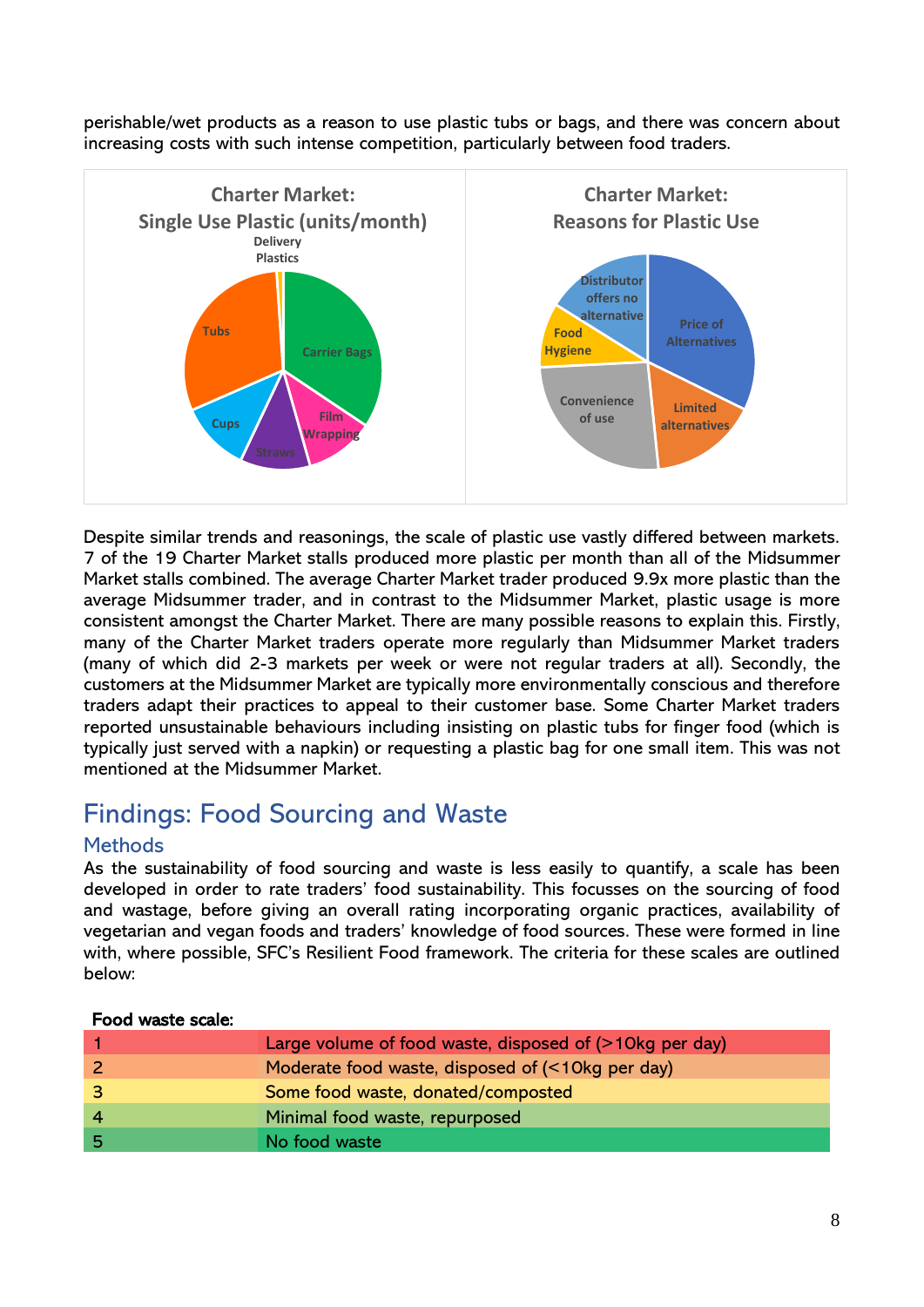perishable/wet products as a reason to use plastic tubs or bags, and there was concern about increasing costs with such intense competition, particularly between food traders.

Despite similar trends and reasonings, the scale of plastic use vastly differed between markets. 7 of the 19 Charter Market stalls produced more plastic per month than all of the Midsummer Market stalls combined. The average Charter Market trader produced 9.9x more plastic than the average Midsummer trader, and in contrast to the Midsummer Market, plastic usage is more consistent amongst the Charter Market. There are many possible reasons to explain this. Firstly, many of the Charter Market traders operate more regularly than Midsummer Market traders (many of which did 2-3 markets per week or were not regular traders at all). Secondly, the customers at the Midsummer Market are typically more environmentally conscious and therefore traders adapt their practices to appeal to their customer base. Some Charter Market traders reported unsustainable behaviours including insisting on plastic tubs for finger food (which is typically just served with a napkin) or requesting a plastic bag for one small item. This was not mentioned at the Midsummer Market.

# Findings: Food Sourcing and Waste

## Methods

As the sustainability of food sourcing and waste is less easily to quantify, a scale has been developed in order to rate traders' food sustainability. This focusses on the sourcing of food and wastage, before giving an overall rating incorporating organic practices, availability of vegetarian and vegan foods and traders' knowledge of food sources. These were formed in line with, where possible, SFC's Resilient Food framework. The criteria for these scales are outlined below:

**Food waste scale:**

| | |
|---|---|
| 1 | Large volume of food waste, disposed of (>10kg per day) |
| 2 | Moderate food waste, disposed of (<10kg per day) |
| 3 | Some food waste, donated/composted |
| 4 | Minimal food waste, repurposed |
| 5 | No food waste |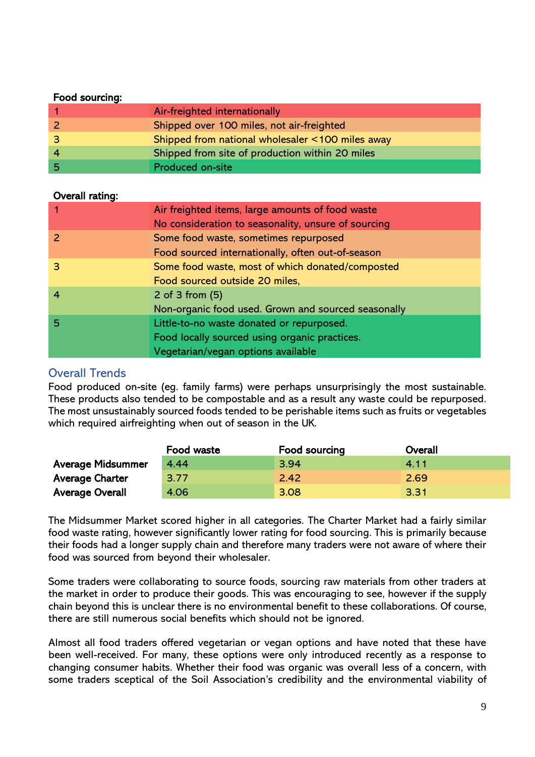**Food sourcing:**

| | |
|---|---|
| 1 | Air-freighted internationally |
| 2 | Shipped over 100 miles, not air-freighted |
| 3 | Shipped from national wholesaler <100 miles away |
| 4 | Shipped from site of production within 20 miles |
| 5 | Produced on-site |

**Overall rating:**

| | |
|---|---|
| 1 | Air freighted items, large amounts of food waste<br>No consideration to seasonality, unsure of sourcing |
| 2 | Some food waste, sometimes repurposed<br>Food sourced internationally, often out-of-season |
| 3 | Some food waste, most of which donated/composted<br>Food sourced outside 20 miles, |
| 4 | 2 of 3 from (5)<br>Non-organic food used. Grown and sourced seasonally |
| 5 | Little-to-no waste donated or repurposed.<br>Food locally sourced using organic practices.<br>Vegetarian/vegan options available |

## Overall Trends

Food produced on-site (eg. family farms) were perhaps unsurprisingly the most sustainable. These products also tended to be compostable and as a result any waste could be repurposed. The most unsustainably sourced foods tended to be perishable items such as fruits or vegetables which required airfreighting when out of season in the UK.

| | Food waste | Food sourcing | Overall |
|---|---|---|---|
| **Average Midsummer** | 4.44 | 3.94 | 4.11 |
| **Average Charter** | 3.77 | 2.42 | 2.69 |
| **Average Overall** | 4.06 | 3.08 | 3.31 |

The Midsummer Market scored higher in all categories. The Charter Market had a fairly similar food waste rating, however significantly lower rating for food sourcing. This is primarily because their foods had a longer supply chain and therefore many traders were not aware of where their food was sourced from beyond their wholesaler.

Some traders were collaborating to source foods, sourcing raw materials from other traders at the market in order to produce their goods. This was encouraging to see, however if the supply chain beyond this is unclear there is no environmental benefit to these collaborations. Of course, there are still numerous social benefits which should not be ignored.

Almost all food traders offered vegetarian or vegan options and have noted that these have been well-received. For many, these options were only introduced recently as a response to changing consumer habits. Whether their food was organic was overall less of a concern, with some traders sceptical of the Soil Association's credibility and the environmental viability of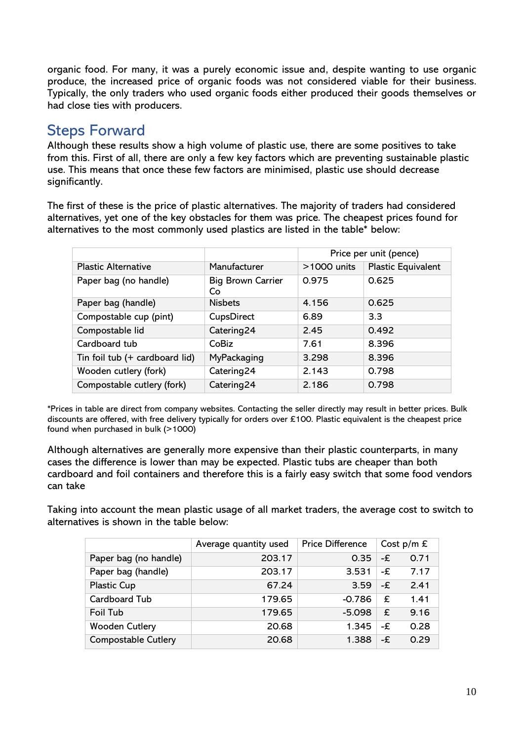organic food. For many, it was a purely economic issue and, despite wanting to use organic produce, the increased price of organic foods was not considered viable for their business. Typically, the only traders who used organic foods either produced their goods themselves or had close ties with producers.

## Steps Forward

Although these results show a high volume of plastic use, there are some positives to take from this. First of all, there are only a few key factors which are preventing sustainable plastic use. This means that once these few factors are minimised, plastic use should decrease significantly.

The first of these is the price of plastic alternatives. The majority of traders had considered alternatives, yet one of the key obstacles for them was price. The cheapest prices found for alternatives to the most commonly used plastics are listed in the table* below:

| | | Price per unit (pence) | |
|---|---|---|---|
| Plastic Alternative | Manufacturer | >1000 units | Plastic Equivalent |
| Paper bag (no handle) | Big Brown Carrier Co | 0.975 | 0.625 |
| Paper bag (handle) | Nisbets | 4.156 | 0.625 |
| Compostable cup (pint) | CupsDirect | 6.89 | 3.3 |
| Compostable lid | Catering24 | 2.45 | 0.492 |
| Cardboard tub | CoBiz | 7.61 | 8.396 |
| Tin foil tub (+ cardboard lid) | MyPackaging | 3.298 | 8.396 |
| Wooden cutlery (fork) | Catering24 | 2.143 | 0.798 |
| Compostable cutlery (fork) | Catering24 | 2.186 | 0.798 |

*Prices in table are direct from company websites. Contacting the seller directly may result in better prices. Bulk discounts are offered, with free delivery typically for orders over £100. Plastic equivalent is the cheapest price found when purchased in bulk (>1000)

Although alternatives are generally more expensive than their plastic counterparts, in many cases the difference is lower than may be expected. Plastic tubs are cheaper than both cardboard and foil containers and therefore this is a fairly easy switch that some food vendors can take

Taking into account the mean plastic usage of all market traders, the average cost to switch to alternatives is shown in the table below:

| | Average quantity used | Price Difference | Cost p/m £ |
|---|---|---|---|
| Paper bag (no handle) | 203.17 | 0.35 | -£ 0.71 |
| Paper bag (handle) | 203.17 | 3.531 | -£ 7.17 |
| Plastic Cup | 67.24 | 3.59 | -£ 2.41 |
| Cardboard Tub | 179.65 | -0.786 | £ 1.41 |
| Foil Tub | 179.65 | -5.098 | £ 9.16 |
| Wooden Cutlery | 20.68 | 1.345 | -£ 0.28 |
| Compostable Cutlery | 20.68 | 1.388 | -£ 0.29 |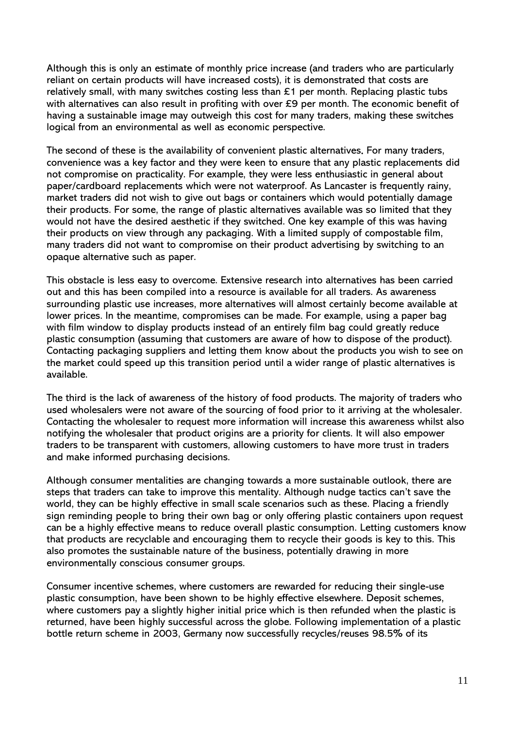Although this is only an estimate of monthly price increase (and traders who are particularly reliant on certain products will have increased costs), it is demonstrated that costs are relatively small, with many switches costing less than £1 per month. Replacing plastic tubs with alternatives can also result in profiting with over £9 per month. The economic benefit of having a sustainable image may outweigh this cost for many traders, making these switches logical from an environmental as well as economic perspective.

The second of these is the availability of convenient plastic alternatives. For many traders, convenience was a key factor and they were keen to ensure that any plastic replacements did not compromise on practicality. For example, they were less enthusiastic in general about paper/cardboard replacements which were not waterproof. As Lancaster is frequently rainy, market traders did not wish to give out bags or containers which would potentially damage their products. For some, the range of plastic alternatives available was so limited that they would not have the desired aesthetic if they switched. One key example of this was having their products on view through any packaging. With a limited supply of compostable film, many traders did not want to compromise on their product advertising by switching to an opaque alternative such as paper.

This obstacle is less easy to overcome. Extensive research into alternatives has been carried out and this has been compiled into a resource is available for all traders. As awareness surrounding plastic use increases, more alternatives will almost certainly become available at lower prices. In the meantime, compromises can be made. For example, using a paper bag with film window to display products instead of an entirely film bag could greatly reduce plastic consumption (assuming that customers are aware of how to dispose of the product). Contacting packaging suppliers and letting them know about the products you wish to see on the market could speed up this transition period until a wider range of plastic alternatives is available.

The third is the lack of awareness of the history of food products. The majority of traders who used wholesalers were not aware of the sourcing of food prior to it arriving at the wholesaler. Contacting the wholesaler to request more information will increase this awareness whilst also notifying the wholesaler that product origins are a priority for clients. It will also empower traders to be transparent with customers, allowing customers to have more trust in traders and make informed purchasing decisions.

Although consumer mentalities are changing towards a more sustainable outlook, there are steps that traders can take to improve this mentality. Although nudge tactics can't save the world, they can be highly effective in small scale scenarios such as these. Placing a friendly sign reminding people to bring their own bag or only offering plastic containers upon request can be a highly effective means to reduce overall plastic consumption. Letting customers know that products are recyclable and encouraging them to recycle their goods is key to this. This also promotes the sustainable nature of the business, potentially drawing in more environmentally conscious consumer groups.

Consumer incentive schemes, where customers are rewarded for reducing their single-use plastic consumption, have been shown to be highly effective elsewhere. Deposit schemes, where customers pay a slightly higher initial price which is then refunded when the plastic is returned, have been highly successful across the globe. Following implementation of a plastic bottle return scheme in 2003, Germany now successfully recycles/reuses 98.5% of its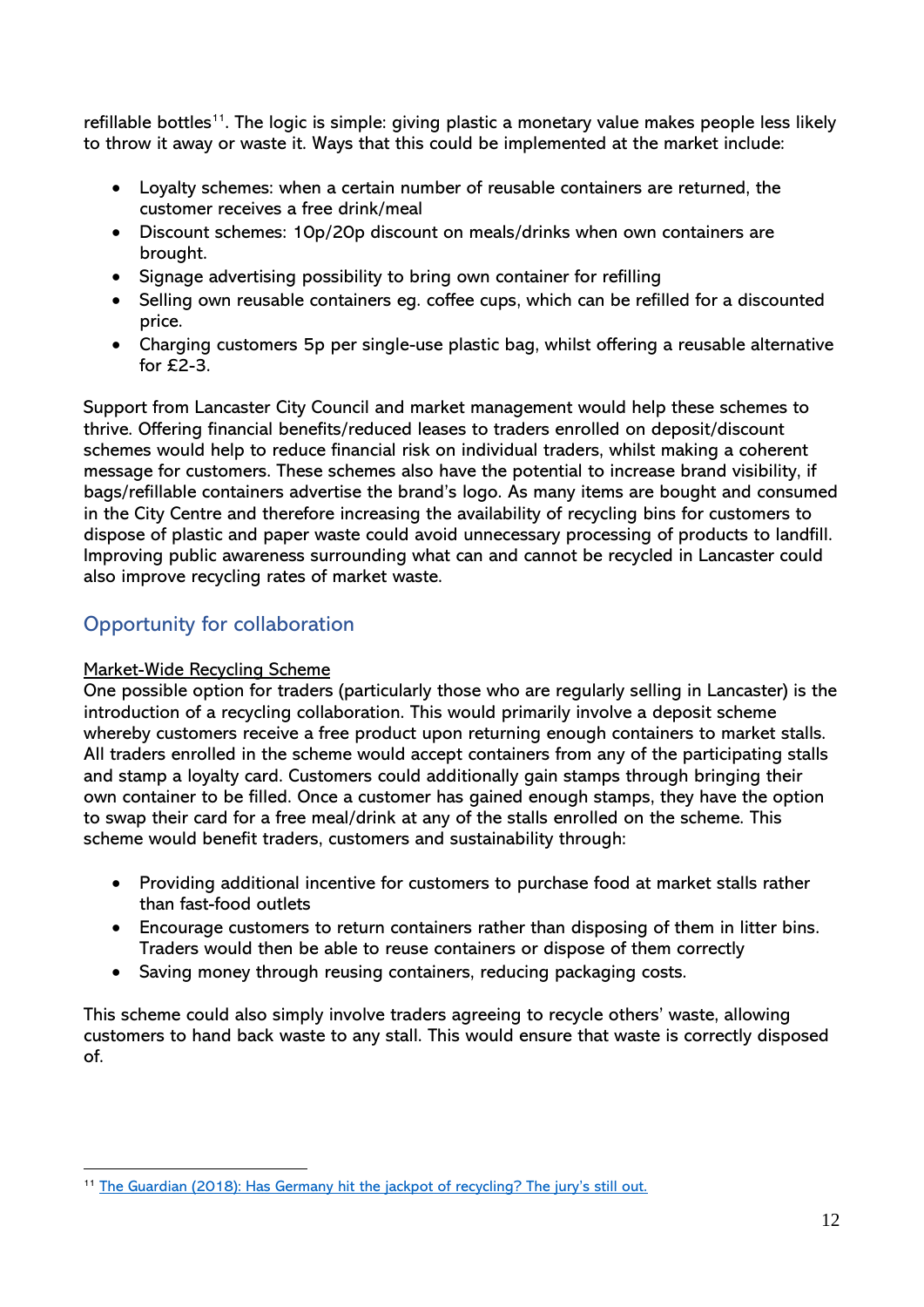refillable bottles[11]. The logic is simple: giving plastic a monetary value makes people less likely to throw it away or waste it. Ways that this could be implemented at the market include:

- Loyalty schemes: when a certain number of reusable containers are returned, the customer receives a free drink/meal
- Discount schemes: 10p/20p discount on meals/drinks when own containers are brought.
- Signage advertising possibility to bring own container for refilling
- Selling own reusable containers eg. coffee cups, which can be refilled for a discounted price.
- Charging customers 5p per single-use plastic bag, whilst offering a reusable alternative for £2-3.

Support from Lancaster City Council and market management would help these schemes to thrive. Offering financial benefits/reduced leases to traders enrolled on deposit/discount schemes would help to reduce financial risk on individual traders, whilst making a coherent message for customers. These schemes also have the potential to increase brand visibility, if bags/refillable containers advertise the brand's logo. As many items are bought and consumed in the City Centre and therefore increasing the availability of recycling bins for customers to dispose of plastic and paper waste could avoid unnecessary processing of products to landfill. Improving public awareness surrounding what can and cannot be recycled in Lancaster could also improve recycling rates of market waste.

## Opportunity for collaboration

Market-Wide Recycling Scheme

One possible option for traders (particularly those who are regularly selling in Lancaster) is the introduction of a recycling collaboration. This would primarily involve a deposit scheme whereby customers receive a free product upon returning enough containers to market stalls. All traders enrolled in the scheme would accept containers from any of the participating stalls and stamp a loyalty card. Customers could additionally gain stamps through bringing their own container to be filled. Once a customer has gained enough stamps, they have the option to swap their card for a free meal/drink at any of the stalls enrolled on the scheme. This scheme would benefit traders, customers and sustainability through:

- Providing additional incentive for customers to purchase food at market stalls rather than fast-food outlets
- Encourage customers to return containers rather than disposing of them in litter bins. Traders would then be able to reuse containers or dispose of them correctly
- Saving money through reusing containers, reducing packaging costs.

This scheme could also simply involve traders agreeing to recycle others' waste, allowing customers to hand back waste to any stall. This would ensure that waste is correctly disposed of.

[11] The Guardian (2018): Has Germany hit the jackpot of recycling? The jury's still out.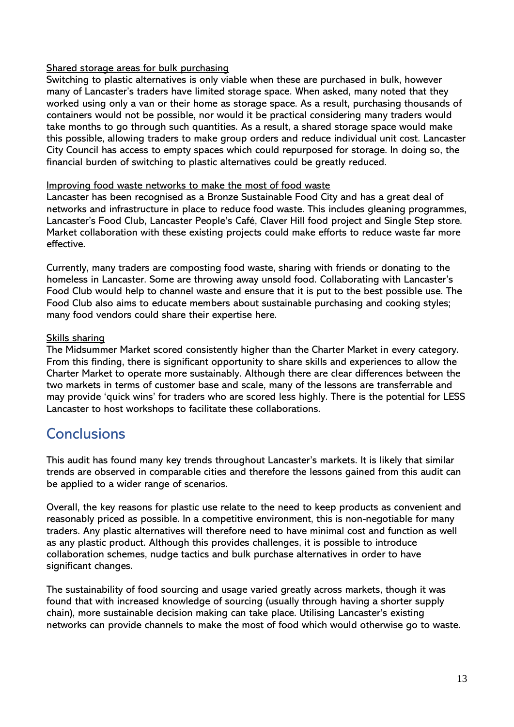<u>Shared storage areas for bulk purchasing</u>

Switching to plastic alternatives is only viable when these are purchased in bulk, however many of Lancaster's traders have limited storage space. When asked, many noted that they worked using only a van or their home as storage space. As a result, purchasing thousands of containers would not be possible, nor would it be practical considering many traders would take months to go through such quantities. As a result, a shared storage space would make this possible, allowing traders to make group orders and reduce individual unit cost. Lancaster City Council has access to empty spaces which could repurposed for storage. In doing so, the financial burden of switching to plastic alternatives could be greatly reduced.

<u>Improving food waste networks to make the most of food waste</u>

Lancaster has been recognised as a Bronze Sustainable Food City and has a great deal of networks and infrastructure in place to reduce food waste. This includes gleaning programmes, Lancaster's Food Club, Lancaster People's Café, Claver Hill food project and Single Step store. Market collaboration with these existing projects could make efforts to reduce waste far more effective.

Currently, many traders are composting food waste, sharing with friends or donating to the homeless in Lancaster. Some are throwing away unsold food. Collaborating with Lancaster's Food Club would help to channel waste and ensure that it is put to the best possible use. The Food Club also aims to educate members about sustainable purchasing and cooking styles; many food vendors could share their expertise here.

<u>Skills sharing</u>

The Midsummer Market scored consistently higher than the Charter Market in every category. From this finding, there is significant opportunity to share skills and experiences to allow the Charter Market to operate more sustainably. Although there are clear differences between the two markets in terms of customer base and scale, many of the lessons are transferrable and may provide 'quick wins' for traders who are scored less highly. There is the potential for LESS Lancaster to host workshops to facilitate these collaborations.

## Conclusions

This audit has found many key trends throughout Lancaster's markets. It is likely that similar trends are observed in comparable cities and therefore the lessons gained from this audit can be applied to a wider range of scenarios.

Overall, the key reasons for plastic use relate to the need to keep products as convenient and reasonably priced as possible. In a competitive environment, this is non-negotiable for many traders. Any plastic alternatives will therefore need to have minimal cost and function as well as any plastic product. Although this provides challenges, it is possible to introduce collaboration schemes, nudge tactics and bulk purchase alternatives in order to have significant changes.

The sustainability of food sourcing and usage varied greatly across markets, though it was found that with increased knowledge of sourcing (usually through having a shorter supply chain), more sustainable decision making can take place. Utilising Lancaster's existing networks can provide channels to make the most of food which would otherwise go to waste.